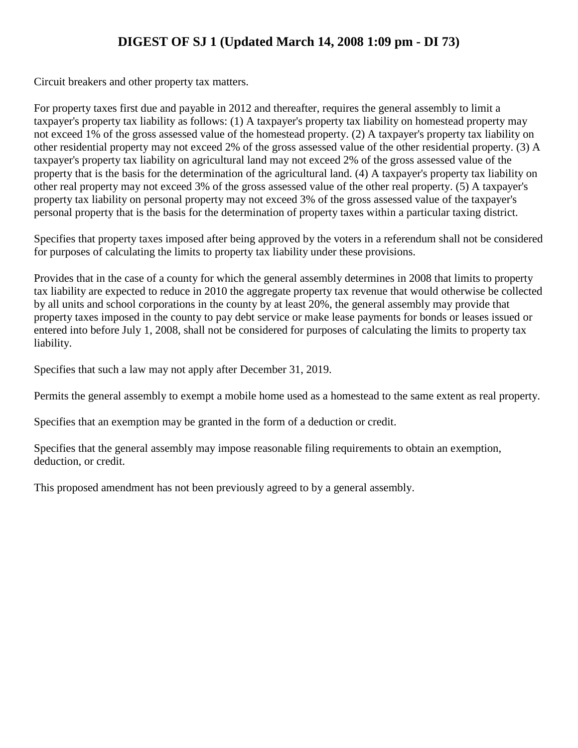# DIGEST OF SJ 1 (Updated March 14, 2008 1:09 pm - DI 73)

Circuit breakers and other property tax matters.

For property taxes first due and payable in 2012 and thereafter, requires the general assembly to limit a taxpayer's property tax liability as follows: (1) A taxpayer's property tax liability on homestead property may not exceed 1% of the gross assessed value of the homestead property. (2) A taxpayer's property tax liability on other residential property may not exceed 2% of the gross assessed value of the other residential property. (3) A taxpayer's property tax liability on agricultural land may not exceed 2% of the gross assessed value of the property that is the basis for the determination of the agricultural land. (4) A taxpayer's property tax liability on other real property may not exceed 3% of the gross assessed value of the other real property. (5) A taxpayer's property tax liability on personal property may not exceed 3% of the gross assessed value of the taxpayer's personal property that is the basis for the determination of property taxes within a particular taxing district.

Specifies that property taxes imposed after being approved by the voters in a referendum shall not be considered for purposes of calculating the limits to property tax liability under these provisions.

Provides that in the case of a county for which the general assembly determines in 2008 that limits to property tax liability are expected to reduce in 2010 the aggregate property tax revenue that would otherwise be collected by all units and school corporations in the county by at least 20%, the general assembly may provide that property taxes imposed in the county to pay debt service or make lease payments for bonds or leases issued or entered into before July 1, 2008, shall not be considered for purposes of calculating the limits to property tax liability.

Specifies that such a law may not apply after December 31, 2019.

Permits the general assembly to exempt a mobile home used as a homestead to the same extent as real property.

Specifies that an exemption may be granted in the form of a deduction or credit.

Specifies that the general assembly may impose reasonable filing requirements to obtain an exemption, deduction, or credit.

This proposed amendment has not been previously agreed to by a general assembly.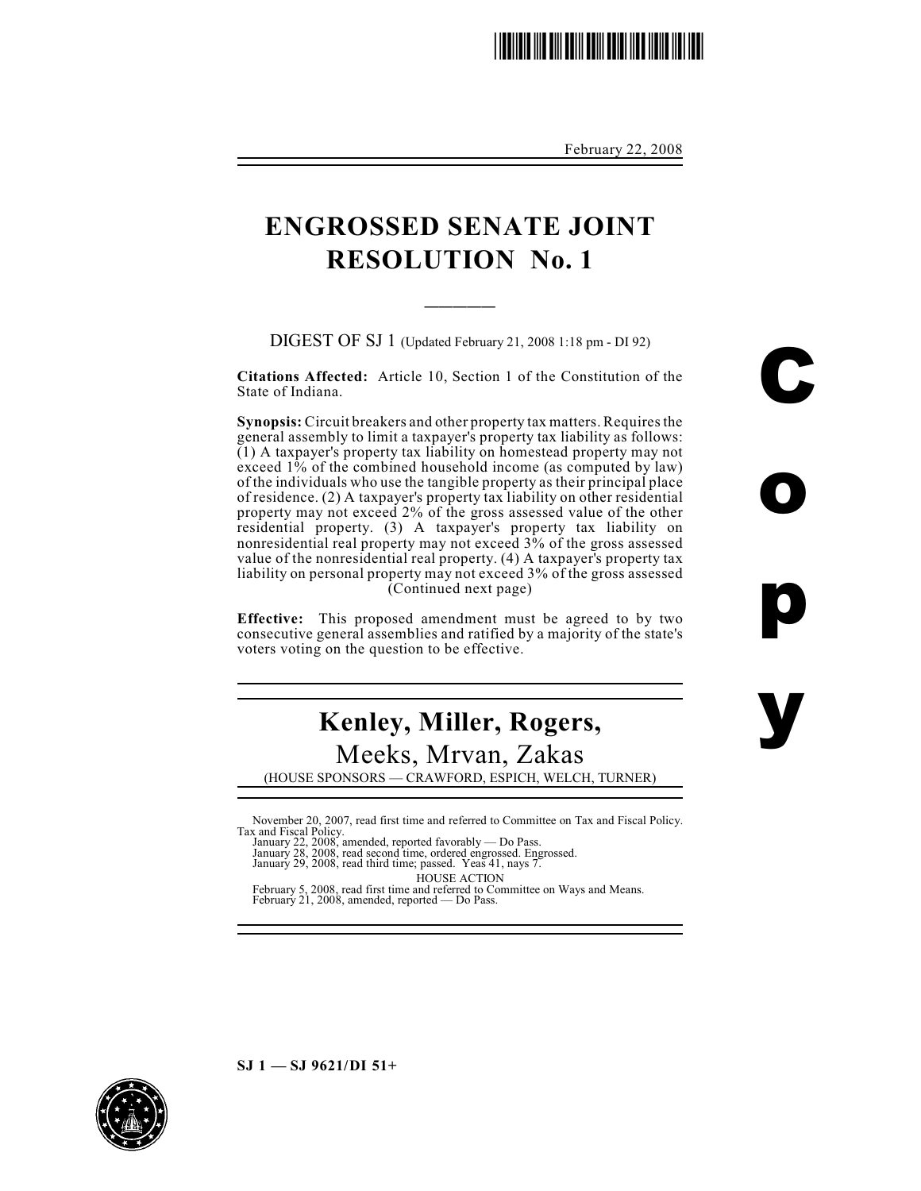February 22, 2008

# ENGROSSED SENATE JOINT RESOLUTION No. 1

DIGEST OF SJ 1 (Updated February 21, 2008 1:18 pm - DI 92)

**Citations Affected:** Article 10, Section 1 of the Constitution of the State of Indiana.

**Synopsis:** Circuit breakers and other property tax matters. Requires the general assembly to limit a taxpayer's property tax liability as follows: (1) A taxpayer's property tax liability on homestead property may not exceed 1% of the combined household income (as computed by law) of the individuals who use the tangible property as their principal place of residence. (2) A taxpayer's property tax liability on other residential property may not exceed 2% of the gross assessed value of the other residential property. (3) A taxpayer's property tax liability on nonresidential real property may not exceed 3% of the gross assessed value of the nonresidential real property. (4) A taxpayer's property tax liability on personal property may not exceed 3% of the gross assessed (Continued next page)

**Effective:** This proposed amendment must be agreed to by two consecutive general assemblies and ratified by a majority of the state's voters voting on the question to be effective.

## Kenley, Miller, Rogers,

Meeks, Mrvan, Zakas

(HOUSE SPONSORS — CRAWFORD, ESPICH, WELCH, TURNER)

November 20, 2007, read first time and referred to Committee on Tax and Fiscal Policy.
Tax and Fiscal Policy.
January 22, 2008, amended, reported favorably — Do Pass.
January 28, 2008, read second time, ordered engrossed. Engrossed.
January 29, 2008, read third time; passed. Yeas 41, nays 7.

HOUSE ACTION

February 5, 2008, read first time and referred to Committee on Ways and Means.
February 21, 2008, amended, reported — Do Pass.

SJ 1 — SJ 9621/DI 51+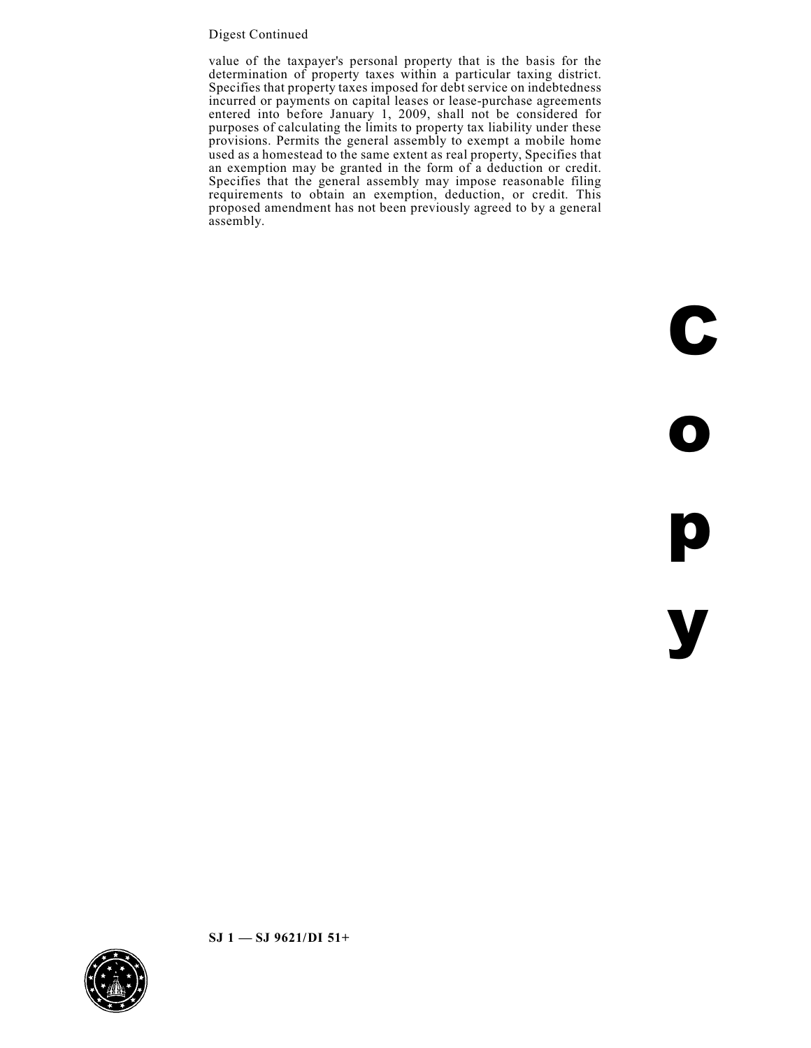Digest Continued

value of the taxpayer's personal property that is the basis for the determination of property taxes within a particular taxing district. Specifies that property taxes imposed for debt service on indebtedness incurred or payments on capital leases or lease-purchase agreements entered into before January 1, 2009, shall not be considered for purposes of calculating the limits to property tax liability under these provisions. Permits the general assembly to exempt a mobile home used as a homestead to the same extent as real property, Specifies that an exemption may be granted in the form of a deduction or credit. Specifies that the general assembly may impose reasonable filing requirements to obtain an exemption, deduction, or credit. This proposed amendment has not been previously agreed to by a general assembly.

**SJ 1 — SJ 9621/DI 51+**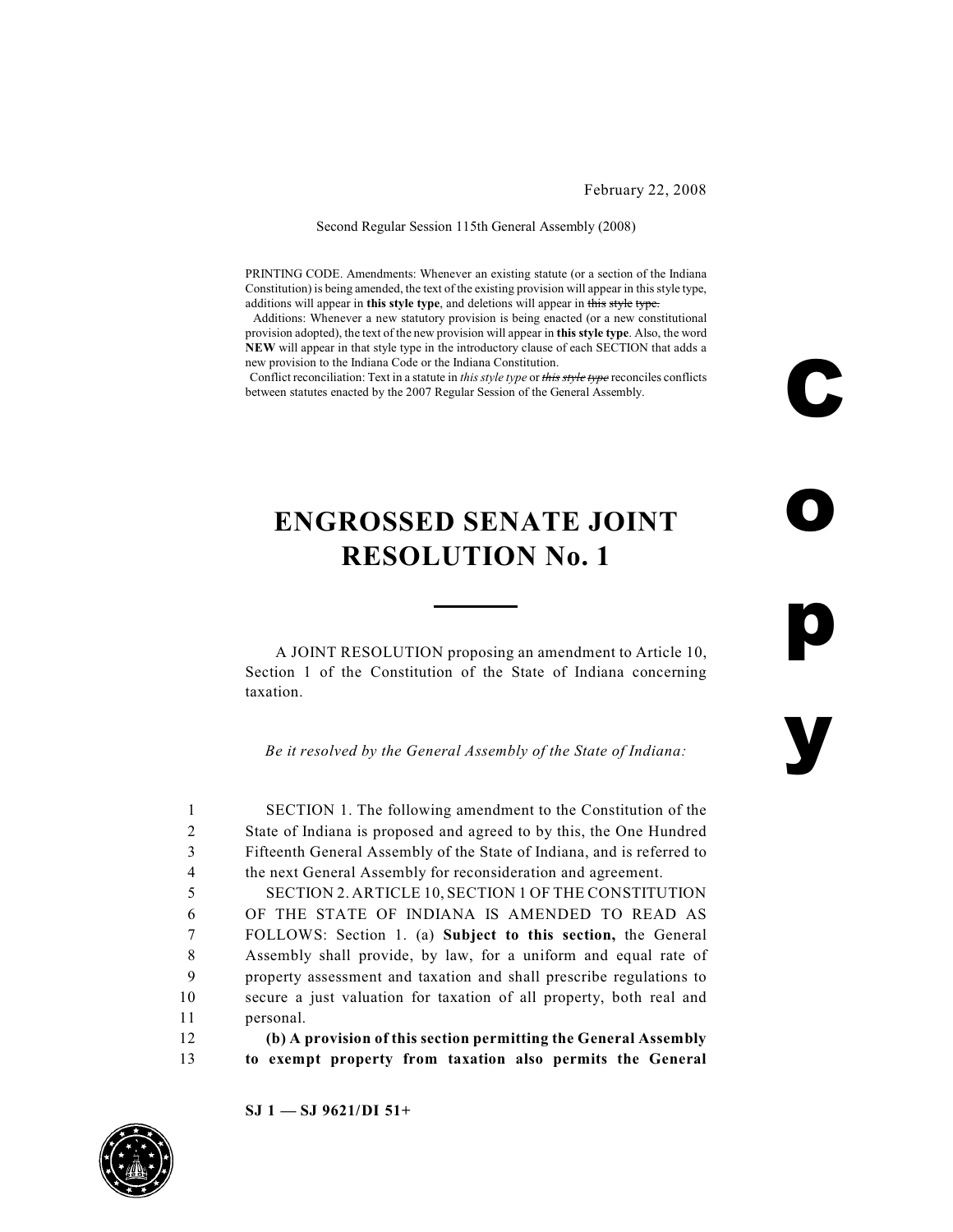February 22, 2008

Second Regular Session 115th General Assembly (2008)

PRINTING CODE. Amendments: Whenever an existing statute (or a section of the Indiana Constitution) is being amended, the text of the existing provision will appear in this style type, additions will appear in **this style type**, and deletions will appear in ~~this style type.~~

Additions: Whenever a new statutory provision is being enacted (or a new constitutional provision adopted), the text of the new provision will appear in **this style type**. Also, the word **NEW** will appear in that style type in the introductory clause of each SECTION that adds a new provision to the Indiana Code or the Indiana Constitution.

Conflict reconciliation: Text in a statute in *this style type* or ~~*this style type*~~ reconciles conflicts between statutes enacted by the 2007 Regular Session of the General Assembly.

# ENGROSSED SENATE JOINT RESOLUTION No. 1

A JOINT RESOLUTION proposing an amendment to Article 10, Section 1 of the Constitution of the State of Indiana concerning taxation.

*Be it resolved by the General Assembly of the State of Indiana:*

1 SECTION 1. The following amendment to the Constitution of the
2 State of Indiana is proposed and agreed to by this, the One Hundred
3 Fifteenth General Assembly of the State of Indiana, and is referred to
4 the next General Assembly for reconsideration and agreement.
5 SECTION 2. ARTICLE 10, SECTION 1 OF THE CONSTITUTION
6 OF THE STATE OF INDIANA IS AMENDED TO READ AS
7 FOLLOWS: Section 1. (a) **Subject to this section,** the General
8 Assembly shall provide, by law, for a uniform and equal rate of
9 property assessment and taxation and shall prescribe regulations to
10 secure a just valuation for taxation of all property, both real and
11 personal.
12 **(b) A provision of this section permitting the General Assembly**
13 **to exempt property from taxation also permits the General**

SJ 1 — SJ 9621/DI 51+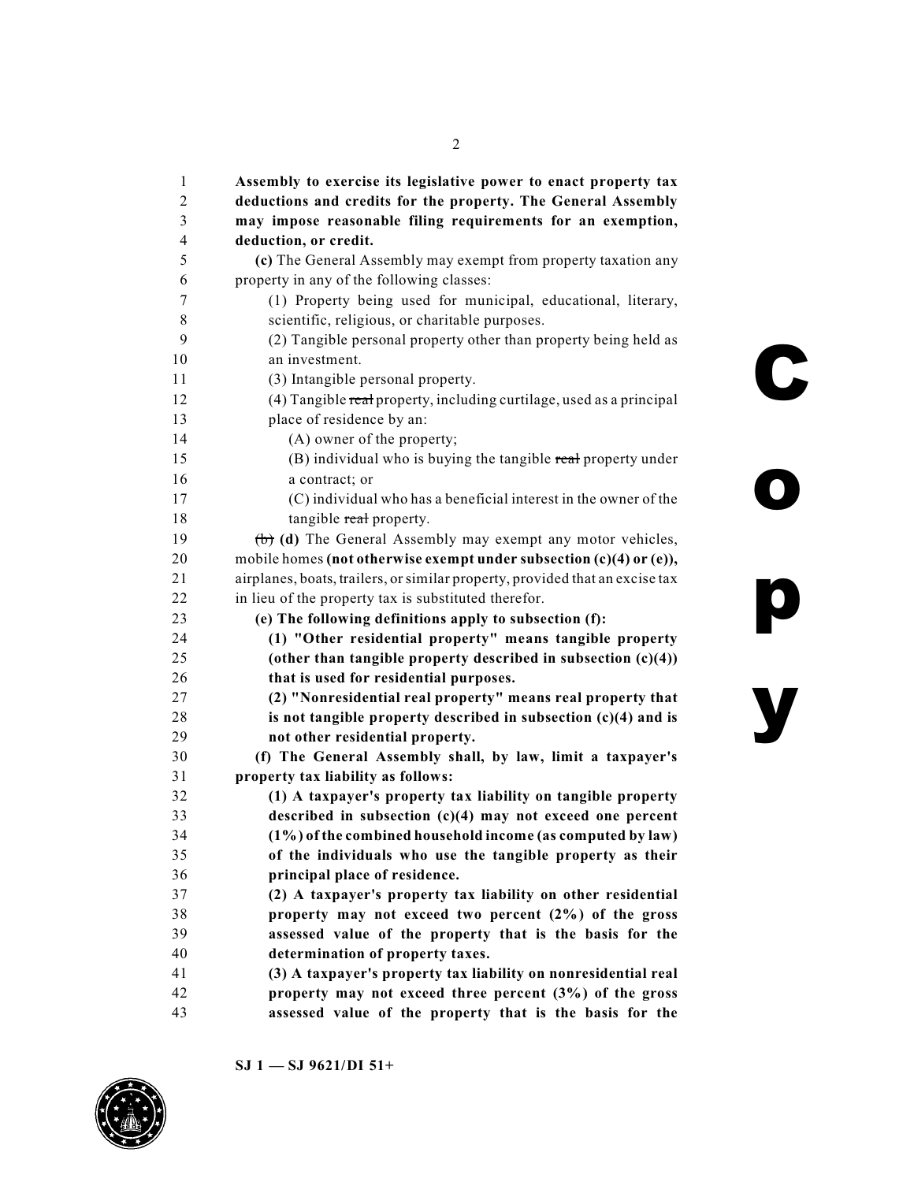**Assembly to exercise its legislative power to enact property tax deductions and credits for the property. The General Assembly may impose reasonable filing requirements for an exemption, deduction, or credit.**

**(c)** The General Assembly may exempt from property taxation any property in any of the following classes:

(1) Property being used for municipal, educational, literary, scientific, religious, or charitable purposes.

(2) Tangible personal property other than property being held as an investment.

(3) Intangible personal property.

(4) Tangible ~~real~~ property, including curtilage, used as a principal place of residence by an:

(A) owner of the property;

(B) individual who is buying the tangible ~~real~~ property under a contract; or

(C) individual who has a beneficial interest in the owner of the tangible ~~real~~ property.

~~(b)~~ **(d)** The General Assembly may exempt any motor vehicles, mobile homes **(not otherwise exempt under subsection (c)(4) or (e)),** airplanes, boats, trailers, or similar property, provided that an excise tax in lieu of the property tax is substituted therefor.

**(e) The following definitions apply to subsection (f):**

**(1) "Other residential property" means tangible property (other than tangible property described in subsection (c)(4)) that is used for residential purposes.**

**(2) "Nonresidential real property" means real property that is not tangible property described in subsection (c)(4) and is not other residential property.**

**(f) The General Assembly shall, by law, limit a taxpayer's property tax liability as follows:**

**(1) A taxpayer's property tax liability on tangible property described in subsection (c)(4) may not exceed one percent (1%) of the combined household income (as computed by law) of the individuals who use the tangible property as their principal place of residence.**

**(2) A taxpayer's property tax liability on other residential property may not exceed two percent (2%) of the gross assessed value of the property that is the basis for the determination of property taxes.**

**(3) A taxpayer's property tax liability on nonresidential real property may not exceed three percent (3%) of the gross assessed value of the property that is the basis for the**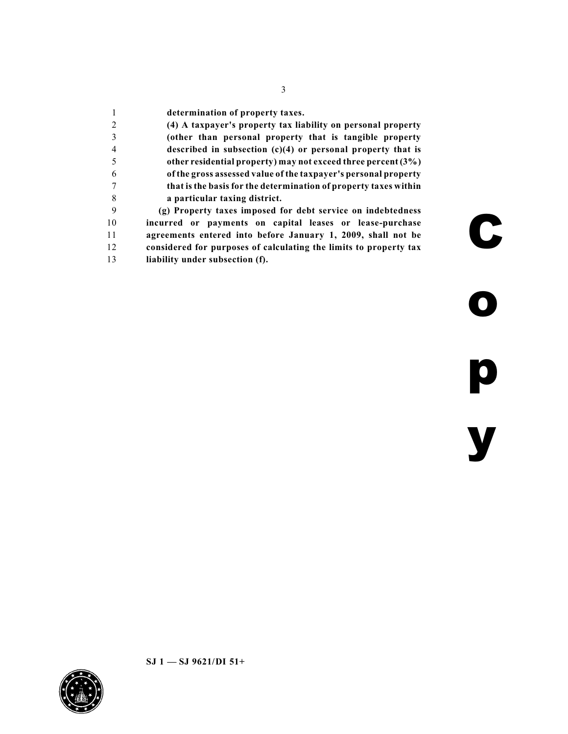**determination of property taxes.**

**(4) A taxpayer's property tax liability on personal property (other than personal property that is tangible property described in subsection (c)(4) or personal property that is other residential property) may not exceed three percent (3%) of the gross assessed value of the taxpayer's personal property that is the basis for the determination of property taxes within a particular taxing district.**

**(g) Property taxes imposed for debt service on indebtedness incurred or payments on capital leases or lease-purchase agreements entered into before January 1, 2009, shall not be considered for purposes of calculating the limits to property tax liability under subsection (f).**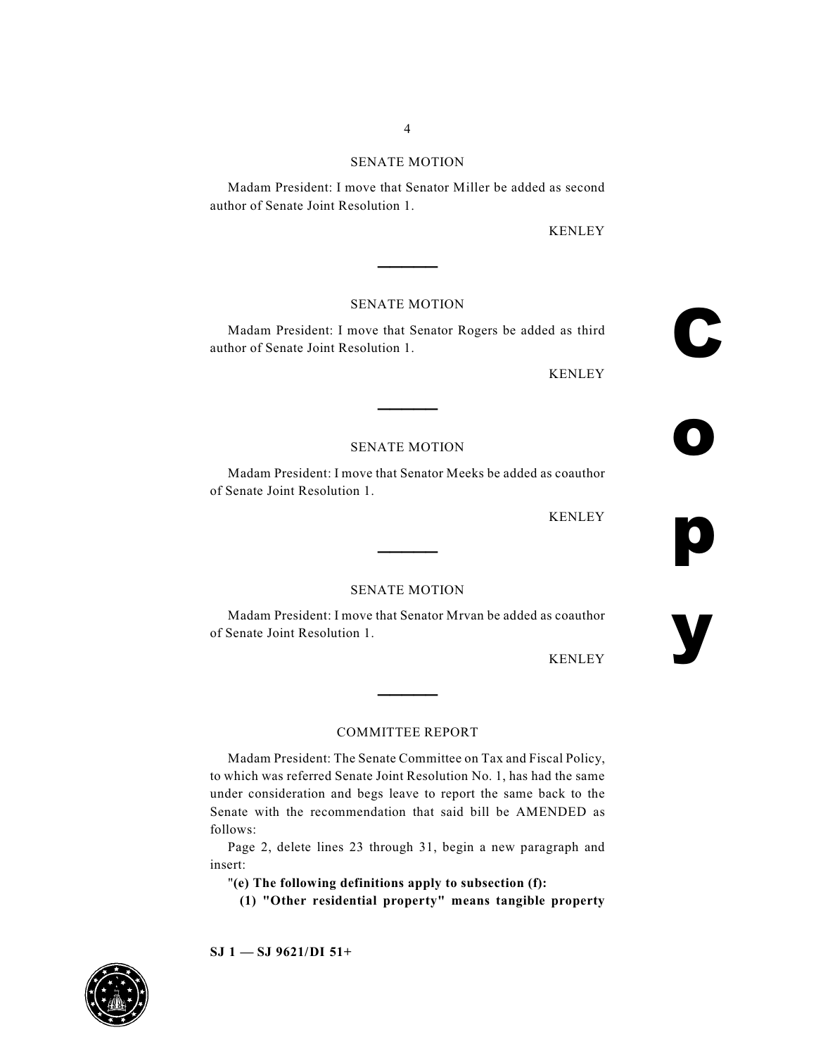SENATE MOTION

Madam President: I move that Senator Miller be added as second author of Senate Joint Resolution 1.

KENLEY

---

SENATE MOTION

Madam President: I move that Senator Rogers be added as third author of Senate Joint Resolution 1.

KENLEY

---

SENATE MOTION

Madam President: I move that Senator Meeks be added as coauthor of Senate Joint Resolution 1.

KENLEY

---

SENATE MOTION

Madam President: I move that Senator Mrvan be added as coauthor of Senate Joint Resolution 1.

KENLEY

---

COMMITTEE REPORT

Madam President: The Senate Committee on Tax and Fiscal Policy, to which was referred Senate Joint Resolution No. 1, has had the same under consideration and begs leave to report the same back to the Senate with the recommendation that said bill be AMENDED as follows:

Page 2, delete lines 23 through 31, begin a new paragraph and insert:

"**(e) The following definitions apply to subsection (f):**

**(1) "Other residential property" means tangible property**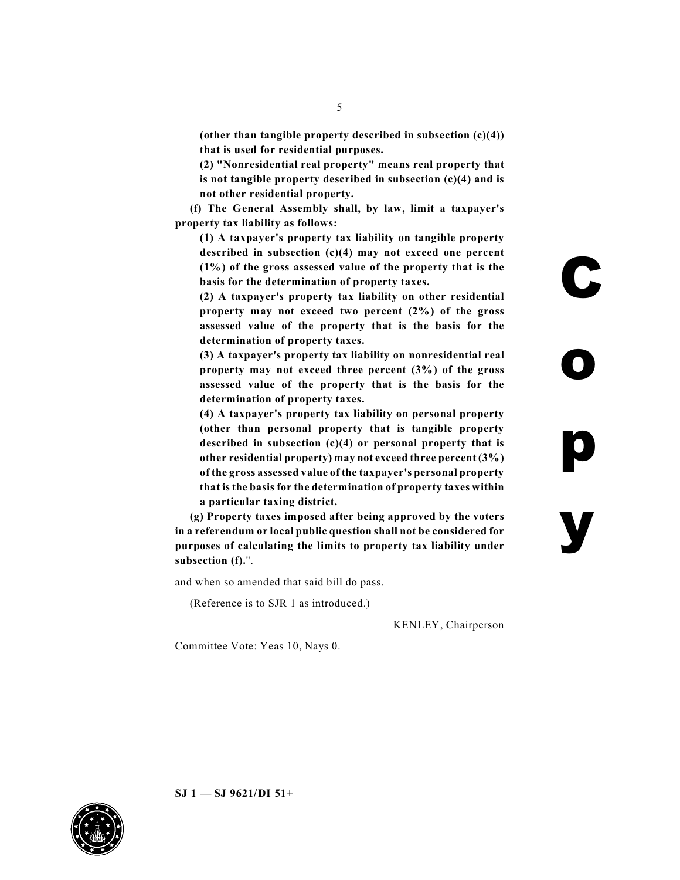**(other than tangible property described in subsection (c)(4)) that is used for residential purposes.**

**(2) "Nonresidential real property" means real property that is not tangible property described in subsection (c)(4) and is not other residential property.**

**(f) The General Assembly shall, by law, limit a taxpayer's property tax liability as follows:**

**(1) A taxpayer's property tax liability on tangible property described in subsection (c)(4) may not exceed one percent (1%) of the gross assessed value of the property that is the basis for the determination of property taxes.**

**(2) A taxpayer's property tax liability on other residential property may not exceed two percent (2%) of the gross assessed value of the property that is the basis for the determination of property taxes.**

**(3) A taxpayer's property tax liability on nonresidential real property may not exceed three percent (3%) of the gross assessed value of the property that is the basis for the determination of property taxes.**

**(4) A taxpayer's property tax liability on personal property (other than personal property that is tangible property described in subsection (c)(4) or personal property that is other residential property) may not exceed three percent (3%) of the gross assessed value of the taxpayer's personal property that is the basis for the determination of property taxes within a particular taxing district.**

**(g) Property taxes imposed after being approved by the voters in a referendum or local public question shall not be considered for purposes of calculating the limits to property tax liability under subsection (f).**".

and when so amended that said bill do pass.

(Reference is to SJR 1 as introduced.)

KENLEY, Chairperson

Committee Vote: Yeas 10, Nays 0.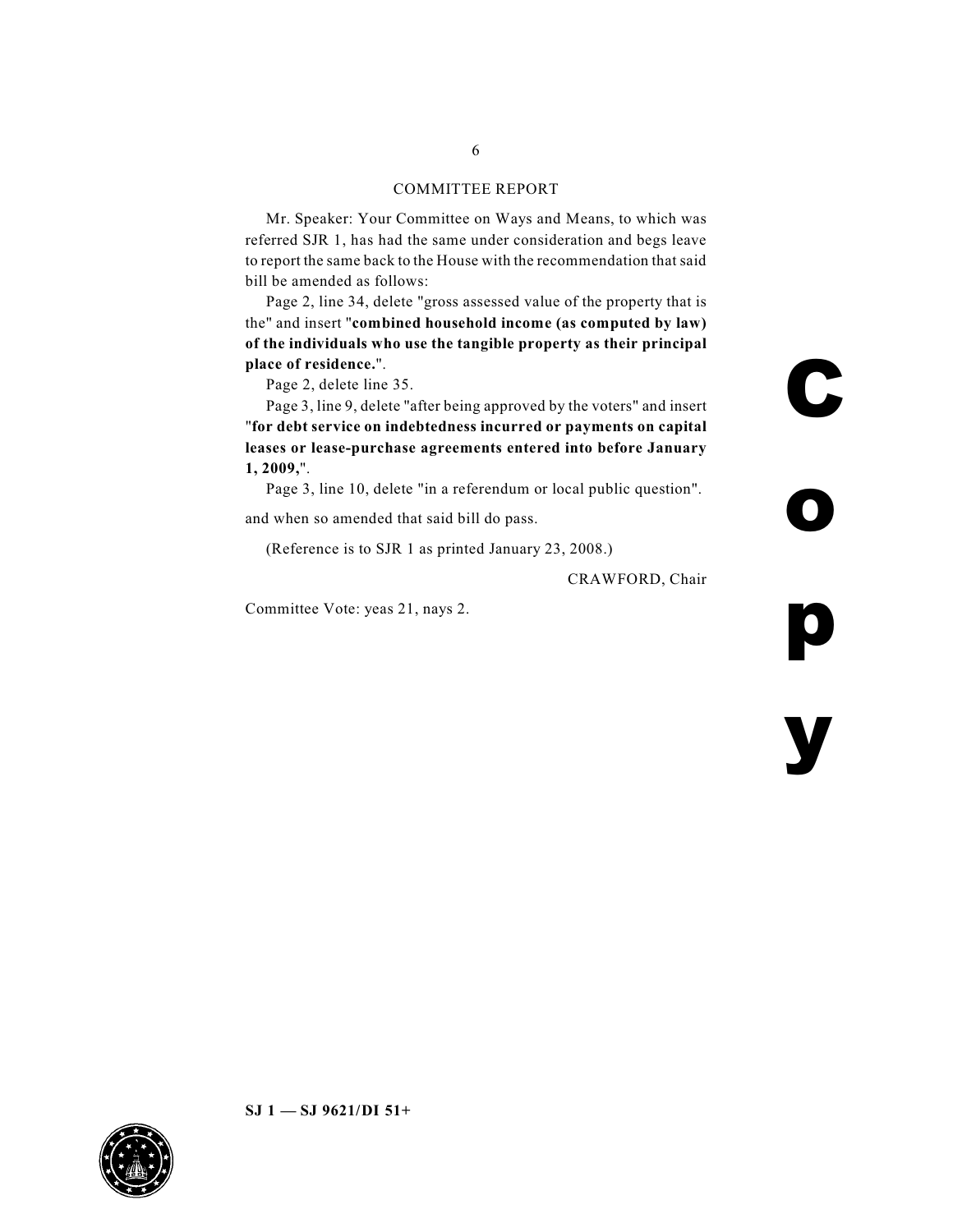COMMITTEE REPORT

Mr. Speaker: Your Committee on Ways and Means, to which was referred SJR 1, has had the same under consideration and begs leave to report the same back to the House with the recommendation that said bill be amended as follows:

Page 2, line 34, delete "gross assessed value of the property that is the" and insert "**combined household income (as computed by law) of the individuals who use the tangible property as their principal place of residence.**".

Page 2, delete line 35.

Page 3, line 9, delete "after being approved by the voters" and insert "**for debt service on indebtedness incurred or payments on capital leases or lease-purchase agreements entered into before January 1, 2009,**".

Page 3, line 10, delete "in a referendum or local public question".

and when so amended that said bill do pass.

(Reference is to SJR 1 as printed January 23, 2008.)

CRAWFORD, Chair

Committee Vote: yeas 21, nays 2.